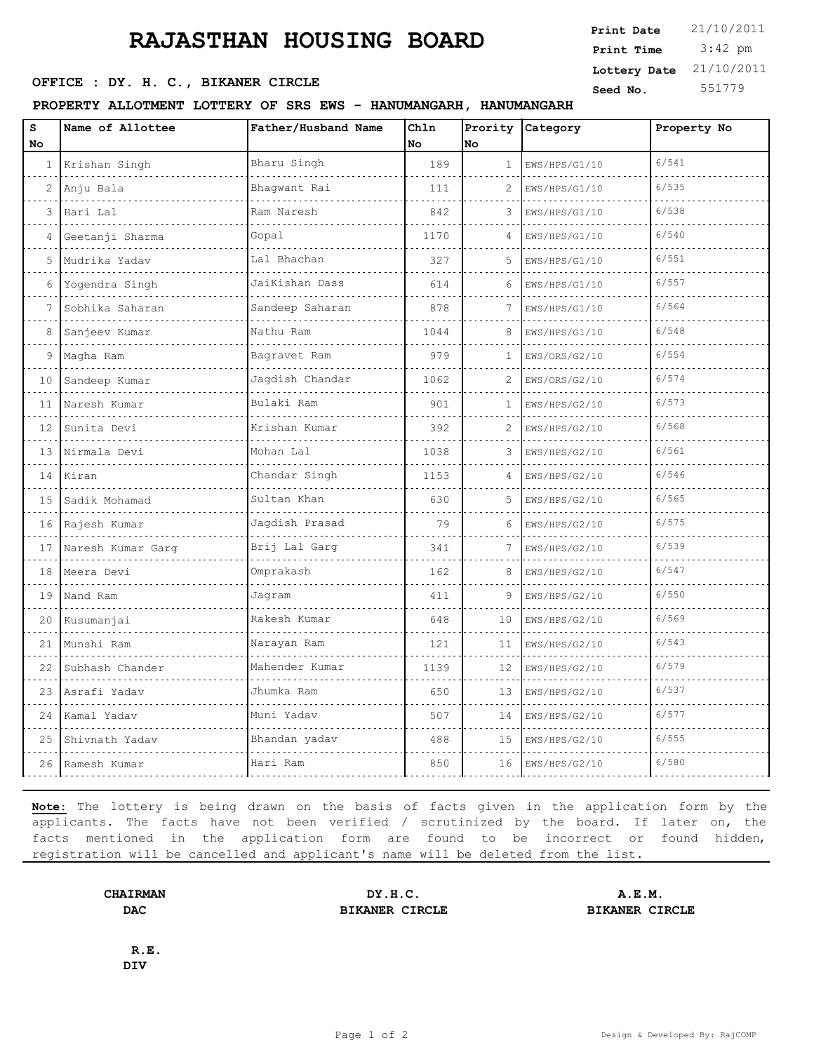# RAJASTHAN HOUSING BOARD

**Print Date** 21/10/2011
**Print Time** 3:42 pm
**Lottery Date** 21/10/2011
**Seed No.** 551779

**OFFICE : DY. H. C., BIKANER CIRCLE**

**PROPERTY ALLOTMENT LOTTERY OF SRS EWS - HANUMANGARH, HANUMANGARH**

| S No | Name of Allottee | Father/Husband Name | Chln No | Prority No | Category | Property No |
|---|---|---|---|---|---|---|
| 1 | Krishan Singh | Bharu Singh | 189 | 1 | EWS/HPS/G1/10 | 6/541 |
| 2 | Anju Bala | Bhagwant Rai | 111 | 2 | EWS/HPS/G1/10 | 6/535 |
| 3 | Hari Lal | Ram Naresh | 842 | 3 | EWS/HPS/G1/10 | 6/538 |
| 4 | Geetanji Sharma | Gopal | 1170 | 4 | EWS/HPS/G1/10 | 6/540 |
| 5 | Mudrika Yadav | Lal Bhachan | 327 | 5 | EWS/HPS/G1/10 | 6/551 |
| 6 | Yogendra Singh | JaiKishan Dass | 614 | 6 | EWS/HPS/G1/10 | 6/557 |
| 7 | Sobhika Saharan | Sandeep Saharan | 878 | 7 | EWS/HPS/G1/10 | 6/564 |
| 8 | Sanjeev Kumar | Nathu Ram | 1044 | 8 | EWS/HPS/G1/10 | 6/548 |
| 9 | Magha Ram | Bagravet Ram | 979 | 1 | EWS/ORS/G2/10 | 6/554 |
| 10 | Sandeep Kumar | Jagdish Chandar | 1062 | 2 | EWS/ORS/G2/10 | 6/574 |
| 11 | Naresh Kumar | Bulaki Ram | 901 | 1 | EWS/HPS/G2/10 | 6/573 |
| 12 | Sunita Devi | Krishan Kumar | 392 | 2 | EWS/HPS/G2/10 | 6/568 |
| 13 | Nirmala Devi | Mohan Lal | 1038 | 3 | EWS/HPS/G2/10 | 6/561 |
| 14 | Kiran | Chandar Singh | 1153 | 4 | EWS/HPS/G2/10 | 6/546 |
| 15 | Sadik Mohamad | Sultan Khan | 630 | 5 | EWS/HPS/G2/10 | 6/565 |
| 16 | Rajesh Kumar | Jagdish Prasad | 79 | 6 | EWS/HPS/G2/10 | 6/575 |
| 17 | Naresh Kumar Garg | Brij Lal Garg | 341 | 7 | EWS/HPS/G2/10 | 6/539 |
| 18 | Meera Devi | Omprakash | 162 | 8 | EWS/HPS/G2/10 | 6/547 |
| 19 | Nand Ram | Jagram | 411 | 9 | EWS/HPS/G2/10 | 6/550 |
| 20 | Kusumanjai | Rakesh Kumar | 648 | 10 | EWS/HPS/G2/10 | 6/569 |
| 21 | Munshi Ram | Narayan Ram | 121 | 11 | EWS/HPS/G2/10 | 6/543 |
| 22 | Subhash Chander | Mahender Kumar | 1139 | 12 | EWS/HPS/G2/10 | 6/579 |
| 23 | Asrafi Yadav | Jhumka Ram | 650 | 13 | EWS/HPS/G2/10 | 6/537 |
| 24 | Kamal Yadav | Muni Yadav | 507 | 14 | EWS/HPS/G2/10 | 6/577 |
| 25 | Shivnath Yadav | Bhandan yadav | 488 | 15 | EWS/HPS/G2/10 | 6/555 |
| 26 | Ramesh Kumar | Hari Ram | 850 | 16 | EWS/HPS/G2/10 | 6/580 |

**Note:** The lottery is being drawn on the basis of facts given in the application form by the applicants. The facts have not been verified / scrutinized by the board. If later on, the facts mentioned in the application form are found to be incorrect or found hidden, registration will be cancelled and applicant's name will be deleted from the list.

**CHAIRMAN**
**DAC**

**DY.H.C.**
**BIKANER CIRCLE**

**A.E.M.**
**BIKANER CIRCLE**

**R.E.**
**DIV**

Design & Developed By: RajCOMP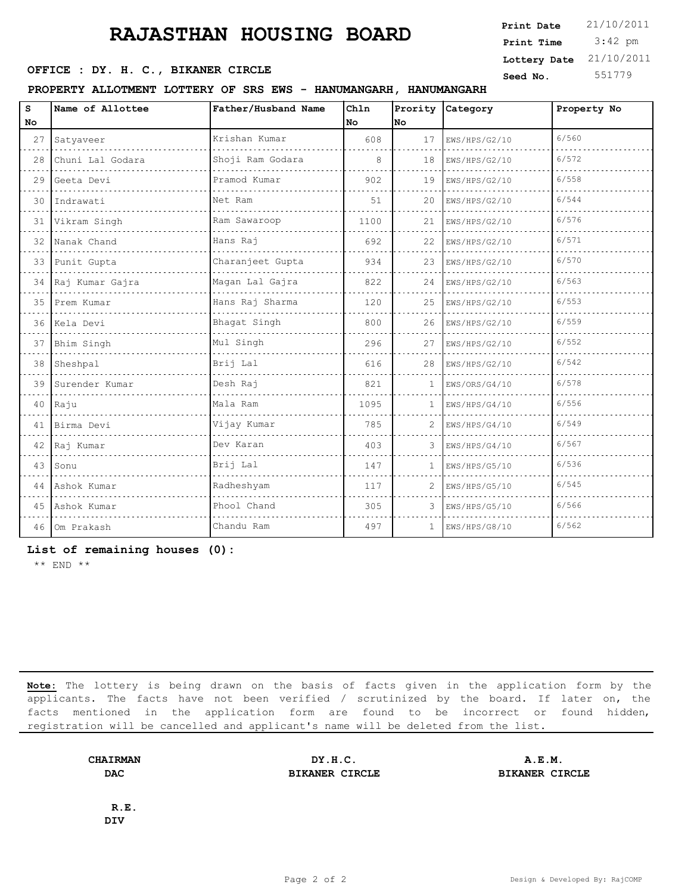# RAJASTHAN HOUSING BOARD

**Print Date** 21/10/2011
**Print Time** 3:42 pm
**Lottery Date** 21/10/2011
**Seed No.** 551779

**OFFICE : DY. H. C., BIKANER CIRCLE**

**PROPERTY ALLOTMENT LOTTERY OF SRS EWS - HANUMANGARH, HANUMANGARH**

| S No | Name of Allottee | Father/Husband Name | Chln No | Prority No | Category | Property No |
|---|---|---|---|---|---|---|
| 27 | Satyaveer | Krishan Kumar | 608 | 17 | EWS/HPS/G2/10 | 6/560 |
| 28 | Chuni Lal Godara | Shoji Ram Godara | 8 | 18 | EWS/HPS/G2/10 | 6/572 |
| 29 | Geeta Devi | Pramod Kumar | 902 | 19 | EWS/HPS/G2/10 | 6/558 |
| 30 | Indrawati | Net Ram | 51 | 20 | EWS/HPS/G2/10 | 6/544 |
| 31 | Vikram Singh | Ram Sawaroop | 1100 | 21 | EWS/HPS/G2/10 | 6/576 |
| 32 | Nanak Chand | Hans Raj | 692 | 22 | EWS/HPS/G2/10 | 6/571 |
| 33 | Punit Gupta | Charanjeet Gupta | 934 | 23 | EWS/HPS/G2/10 | 6/570 |
| 34 | Raj Kumar Gajra | Magan Lal Gajra | 822 | 24 | EWS/HPS/G2/10 | 6/563 |
| 35 | Prem Kumar | Hans Raj Sharma | 120 | 25 | EWS/HPS/G2/10 | 6/553 |
| 36 | Kela Devi | Bhagat Singh | 800 | 26 | EWS/HPS/G2/10 | 6/559 |
| 37 | Bhim Singh | Mul Singh | 296 | 27 | EWS/HPS/G2/10 | 6/552 |
| 38 | Sheshpal | Brij Lal | 616 | 28 | EWS/HPS/G2/10 | 6/542 |
| 39 | Surender Kumar | Desh Raj | 821 | 1 | EWS/ORS/G4/10 | 6/578 |
| 40 | Raju | Mala Ram | 1095 | 1 | EWS/HPS/G4/10 | 6/556 |
| 41 | Birma Devi | Vijay Kumar | 785 | 2 | EWS/HPS/G4/10 | 6/549 |
| 42 | Raj Kumar | Dev Karan | 403 | 3 | EWS/HPS/G4/10 | 6/567 |
| 43 | Sonu | Brij Lal | 147 | 1 | EWS/HPS/G5/10 | 6/536 |
| 44 | Ashok Kumar | Radheshyam | 117 | 2 | EWS/HPS/G5/10 | 6/545 |
| 45 | Ashok Kumar | Phool Chand | 305 | 3 | EWS/HPS/G5/10 | 6/566 |
| 46 | Om Prakash | Chandu Ram | 497 | 1 | EWS/HPS/G8/10 | 6/562 |

**List of remaining houses (0):**

** END **

**Note:** The lottery is being drawn on the basis of facts given in the application form by the applicants. The facts have not been verified / scrutinized by the board. If later on, the facts mentioned in the application form are found to be incorrect or found hidden, registration will be cancelled and applicant's name will be deleted from the list.

**CHAIRMAN**
**DAC**

**DY.H.C.**
**BIKANER CIRCLE**

**A.E.M.**
**BIKANER CIRCLE**

**R.E.**
**DIV**

Design & Developed By: RajCOMP